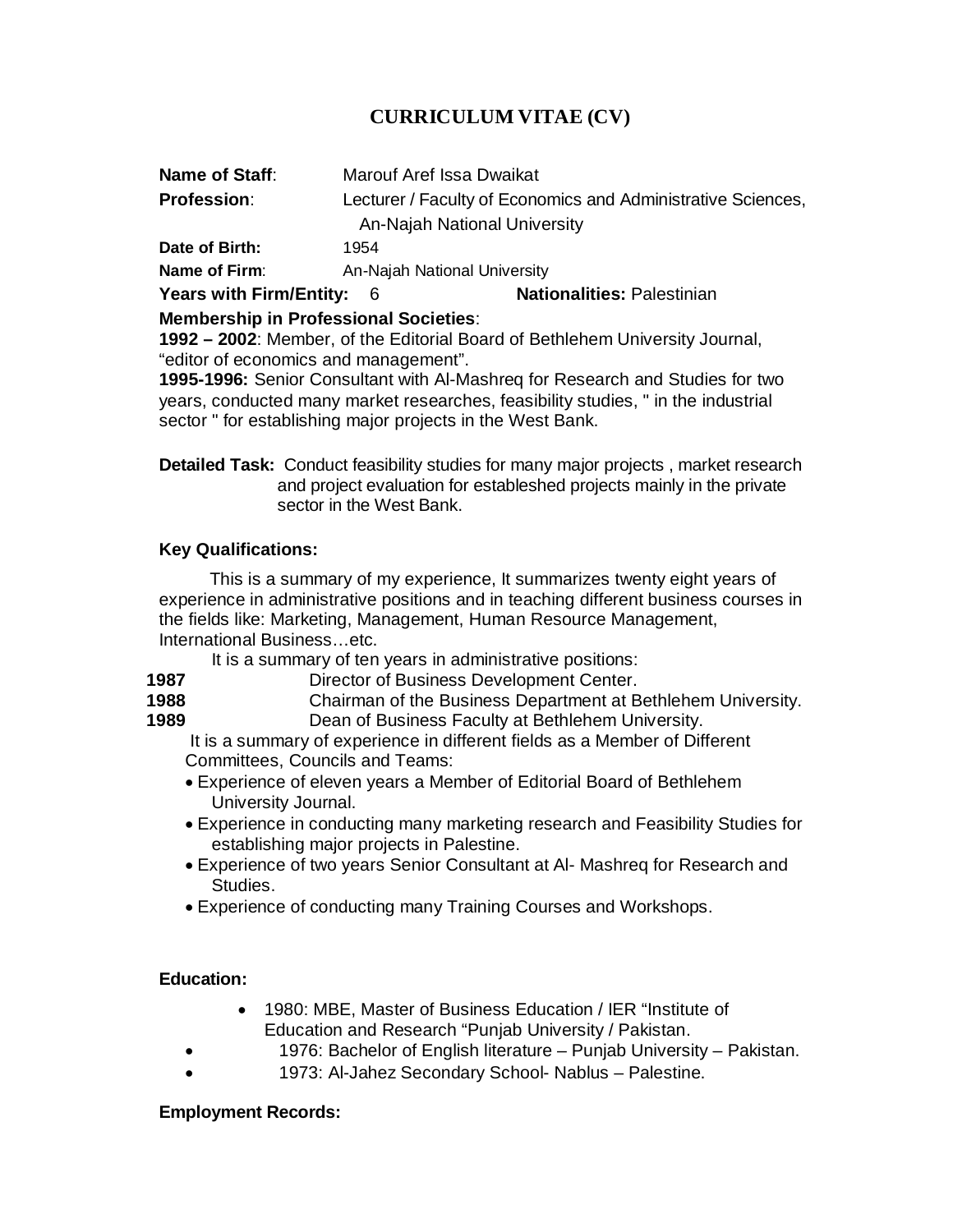# CURRICULUM VITAE (CV)

**Name of Staff**: Marouf Aref Issa Dwaikat

**Profession**: Lecturer / Faculty of Economics and Administrative Sciences, An-Najah National University

**Date of Birth:** 1954

**Name of Firm**: An-Najah National University

**Years with Firm/Entity:** 6 **Nationalities:** Palestinian

**Membership in Professional Societies**:

**1992 – 2002**: Member, of the Editorial Board of Bethlehem University Journal, "editor of economics and management".

**1995-1996:** Senior Consultant with Al-Mashreq for Research and Studies for two years, conducted many market researches, feasibility studies, " in the industrial sector " for establishing major projects in the West Bank.

**Detailed Task:** Conduct feasibility studies for many major projects , market research and project evaluation for estableshed projects mainly in the private sector in the West Bank.

**Key Qualifications:**

This is a summary of my experience, It summarizes twenty eight years of experience in administrative positions and in teaching different business courses in the fields like: Marketing, Management, Human Resource Management, International Business…etc.

It is a summary of ten years in administrative positions:

**1987** Director of Business Development Center.

**1988** Chairman of the Business Department at Bethlehem University.

**1989** Dean of Business Faculty at Bethlehem University.

It is a summary of experience in different fields as a Member of Different Committees, Councils and Teams:

- Experience of eleven years a Member of Editorial Board of Bethlehem University Journal.
- Experience in conducting many marketing research and Feasibility Studies for establishing major projects in Palestine.
- Experience of two years Senior Consultant at Al- Mashreq for Research and Studies.
- Experience of conducting many Training Courses and Workshops.

**Education:**

- 1980: MBE, Master of Business Education / IER "Institute of Education and Research "Punjab University / Pakistan.
- 1976: Bachelor of English literature – Punjab University – Pakistan.
- 1973: Al-Jahez Secondary School- Nablus – Palestine.

**Employment Records:**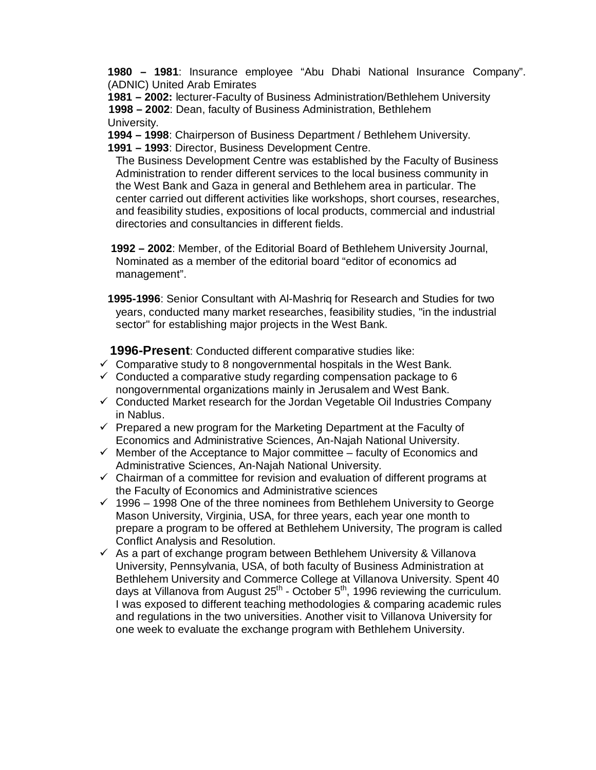**1980 – 1981**: Insurance employee "Abu Dhabi National Insurance Company". (ADNIC) United Arab Emirates

**1981 – 2002:** lecturer-Faculty of Business Administration/Bethlehem University

**1998 – 2002**: Dean, faculty of Business Administration, Bethlehem University.

**1994 – 1998**: Chairperson of Business Department / Bethlehem University.

**1991 – 1993**: Director, Business Development Centre.

The Business Development Centre was established by the Faculty of Business Administration to render different services to the local business community in the West Bank and Gaza in general and Bethlehem area in particular. The center carried out different activities like workshops, short courses, researches, and feasibility studies, expositions of local products, commercial and industrial directories and consultancies in different fields.

**1992 – 2002**: Member, of the Editorial Board of Bethlehem University Journal, Nominated as a member of the editorial board "editor of economics ad management".

**1995-1996**: Senior Consultant with Al-Mashriq for Research and Studies for two years, conducted many market researches, feasibility studies, "in the industrial sector" for establishing major projects in the West Bank.

**1996-Present**: Conducted different comparative studies like:

- ✓ Comparative study to 8 nongovernmental hospitals in the West Bank.
- ✓ Conducted a comparative study regarding compensation package to 6 nongovernmental organizations mainly in Jerusalem and West Bank.
- ✓ Conducted Market research for the Jordan Vegetable Oil Industries Company in Nablus.
- ✓ Prepared a new program for the Marketing Department at the Faculty of Economics and Administrative Sciences, An-Najah National University.
- ✓ Member of the Acceptance to Major committee – faculty of Economics and Administrative Sciences, An-Najah National University.
- ✓ Chairman of a committee for revision and evaluation of different programs at the Faculty of Economics and Administrative sciences
- ✓ 1996 – 1998 One of the three nominees from Bethlehem University to George Mason University, Virginia, USA, for three years, each year one month to prepare a program to be offered at Bethlehem University, The program is called Conflict Analysis and Resolution.
- ✓ As a part of exchange program between Bethlehem University & Villanova University, Pennsylvania, USA, of both faculty of Business Administration at Bethlehem University and Commerce College at Villanova University. Spent 40 days at Villanova from August 25th - October 5th, 1996 reviewing the curriculum. I was exposed to different teaching methodologies & comparing academic rules and regulations in the two universities. Another visit to Villanova University for one week to evaluate the exchange program with Bethlehem University.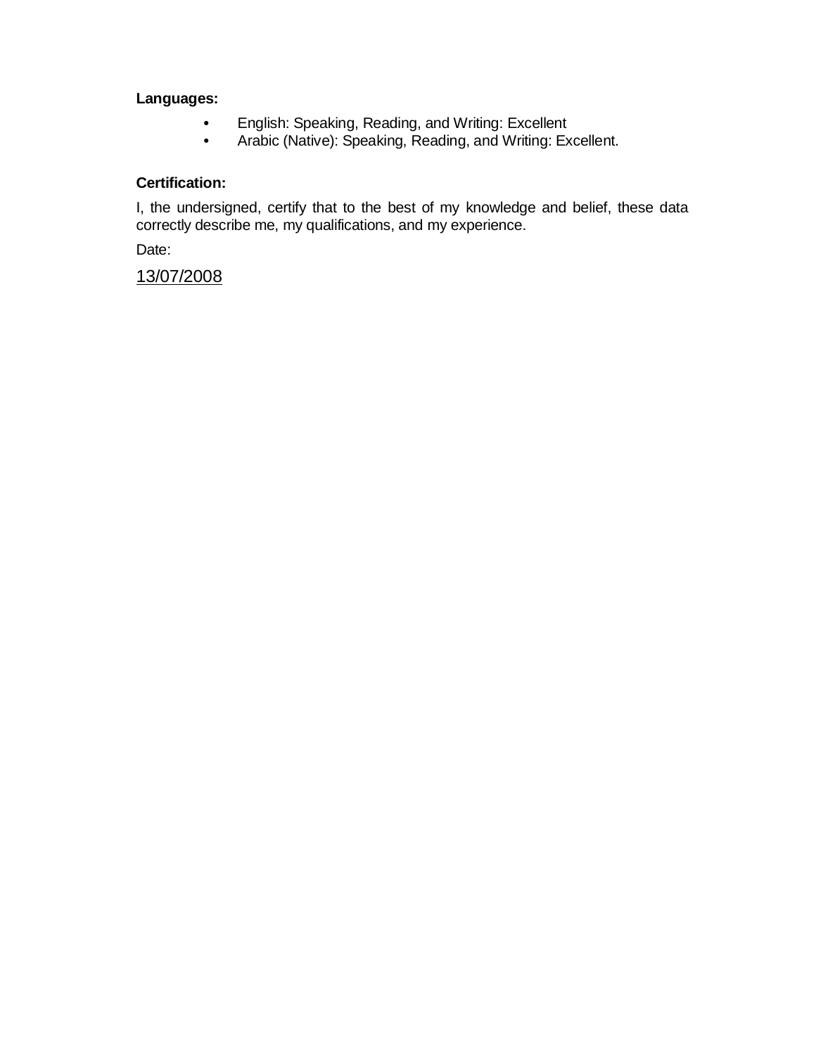**Languages:**

- English: Speaking, Reading, and Writing: Excellent
- Arabic (Native): Speaking, Reading, and Writing: Excellent.

**Certification:**

I, the undersigned, certify that to the best of my knowledge and belief, these data correctly describe me, my qualifications, and my experience.

Date:

13/07/2008